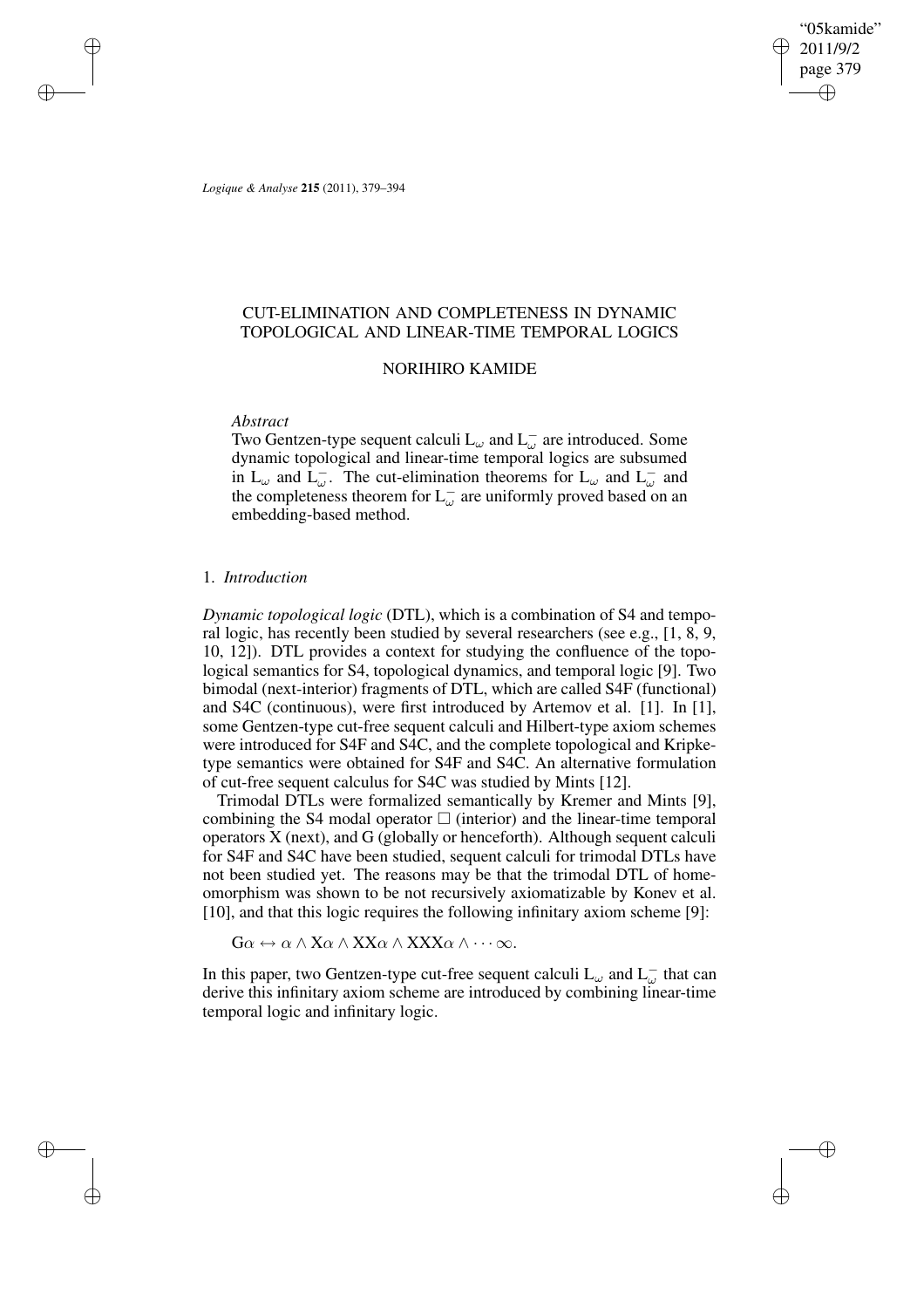# CUT-ELIMINATION AND COMPLETENESS IN DYNAMIC TOPOLOGICAL AND LINEAR-TIME TEMPORAL LOGICS

## NORIHIRO KAMIDE

*Abstract*

Two Gentzen-type sequent calculi $L_\omega$ and $L_\omega^-$ are introduced. Some dynamic topological and linear-time temporal logics are subsumed in $L_\omega$ and $L_\omega^-$. The cut-elimination theorems for $L_\omega$ and $L_\omega^-$ and the completeness theorem for $L_\omega^-$ are uniformly proved based on an embedding-based method.

## 1. *Introduction*

*Dynamic topological logic* (DTL), which is a combination of S4 and temporal logic, has recently been studied by several researchers (see e.g., [1, 8, 9, 10, 12]). DTL provides a context for studying the confluence of the topological semantics for S4, topological dynamics, and temporal logic [9]. Two bimodal (next-interior) fragments of DTL, which are called S4F (functional) and S4C (continuous), were first introduced by Artemov et al. [1]. In [1], some Gentzen-type cut-free sequent calculi and Hilbert-type axiom schemes were introduced for S4F and S4C, and the complete topological and Kripke-type semantics were obtained for S4F and S4C. An alternative formulation of cut-free sequent calculus for S4C was studied by Mints [12].

Trimodal DTLs were formalized semantically by Kremer and Mints [9], combining the S4 modal operator $\Box$ (interior) and the linear-time temporal operators X (next), and G (globally or henceforth). Although sequent calculi for S4F and S4C have been studied, sequent calculi for trimodal DTLs have not been studied yet. The reasons may be that the trimodal DTL of homeomorphism was shown to be not recursively axiomatizable by Konev et al. [10], and that this logic requires the following infinitary axiom scheme [9]:

$$\mathrm{G}\alpha \leftrightarrow \alpha \wedge \mathrm{X}\alpha \wedge \mathrm{XX}\alpha \wedge \mathrm{XXX}\alpha \wedge \cdots \infty.$$

In this paper, two Gentzen-type cut-free sequent calculi $L_\omega$ and $L_\omega^-$ that can derive this infinitary axiom scheme are introduced by combining linear-time temporal logic and infinitary logic.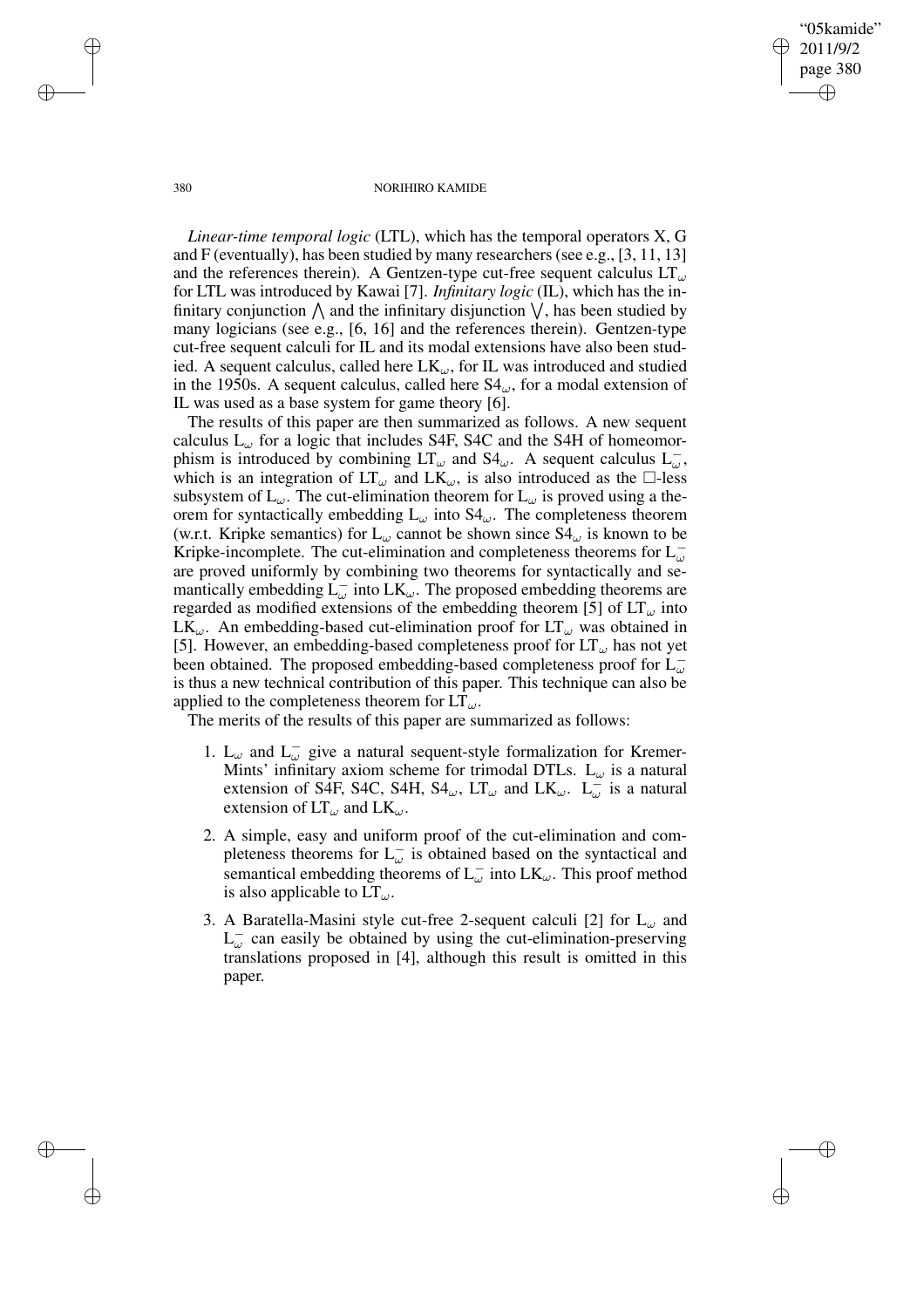*Linear-time temporal logic* (LTL), which has the temporal operators X, G and F (eventually), has been studied by many researchers (see e.g., [3, 11, 13] and the references therein). A Gentzen-type cut-free sequent calculus $\mathrm{LT}_\omega$ for LTL was introduced by Kawai [7]. *Infinitary logic* (IL), which has the infinitary conjunction $\bigwedge$ and the infinitary disjunction $\bigvee$, has been studied by many logicians (see e.g., [6, 16] and the references therein). Gentzen-type cut-free sequent calculi for IL and its modal extensions have also been studied. A sequent calculus, called here $\mathrm{LK}_\omega$, for IL was introduced and studied in the 1950s. A sequent calculus, called here $\mathrm{S4}_\omega$, for a modal extension of IL was used as a base system for game theory [6].

The results of this paper are then summarized as follows. A new sequent calculus $\mathrm{L}_\omega$ for a logic that includes S4F, S4C and the S4H of homeomorphism is introduced by combining $\mathrm{LT}_\omega$ and $\mathrm{S4}_\omega$. A sequent calculus $\mathrm{L}_\omega^-$, which is an integration of $\mathrm{LT}_\omega$ and $\mathrm{LK}_\omega$, is also introduced as the $\Box$-less subsystem of $\mathrm{L}_\omega$. The cut-elimination theorem for $\mathrm{L}_\omega$ is proved using a theorem for syntactically embedding $\mathrm{L}_\omega$ into $\mathrm{S4}_\omega$. The completeness theorem (w.r.t. Kripke semantics) for $\mathrm{L}_\omega$ cannot be shown since $\mathrm{S4}_\omega$ is known to be Kripke-incomplete. The cut-elimination and completeness theorems for $\mathrm{L}_\omega^-$ are proved uniformly by combining two theorems for syntactically and semantically embedding $\mathrm{L}_\omega^-$ into $\mathrm{LK}_\omega$. The proposed embedding theorems are regarded as modified extensions of the embedding theorem [5] of $\mathrm{LT}_\omega$ into $\mathrm{LK}_\omega$. An embedding-based cut-elimination proof for $\mathrm{LT}_\omega$ was obtained in [5]. However, an embedding-based completeness proof for $\mathrm{LT}_\omega$ has not yet been obtained. The proposed embedding-based completeness proof for $\mathrm{L}_\omega^-$ is thus a new technical contribution of this paper. This technique can also be applied to the completeness theorem for $\mathrm{LT}_\omega$.

The merits of the results of this paper are summarized as follows:

1. $\mathrm{L}_\omega$ and $\mathrm{L}_\omega^-$ give a natural sequent-style formalization for Kremer-Mints' infinitary axiom scheme for trimodal DTLs. $\mathrm{L}_\omega$ is a natural extension of S4F, S4C, S4H, $\mathrm{S4}_\omega$, $\mathrm{LT}_\omega$ and $\mathrm{LK}_\omega$. $\mathrm{L}_\omega^-$ is a natural extension of $\mathrm{LT}_\omega$ and $\mathrm{LK}_\omega$.
2. A simple, easy and uniform proof of the cut-elimination and completeness theorems for $\mathrm{L}_\omega^-$ is obtained based on the syntactical and semantical embedding theorems of $\mathrm{L}_\omega^-$ into $\mathrm{LK}_\omega$. This proof method is also applicable to $\mathrm{LT}_\omega$.
3. A Baratella-Masini style cut-free 2-sequent calculi [2] for $\mathrm{L}_\omega$ and $\mathrm{L}_\omega^-$ can easily be obtained by using the cut-elimination-preserving translations proposed in [4], although this result is omitted in this paper.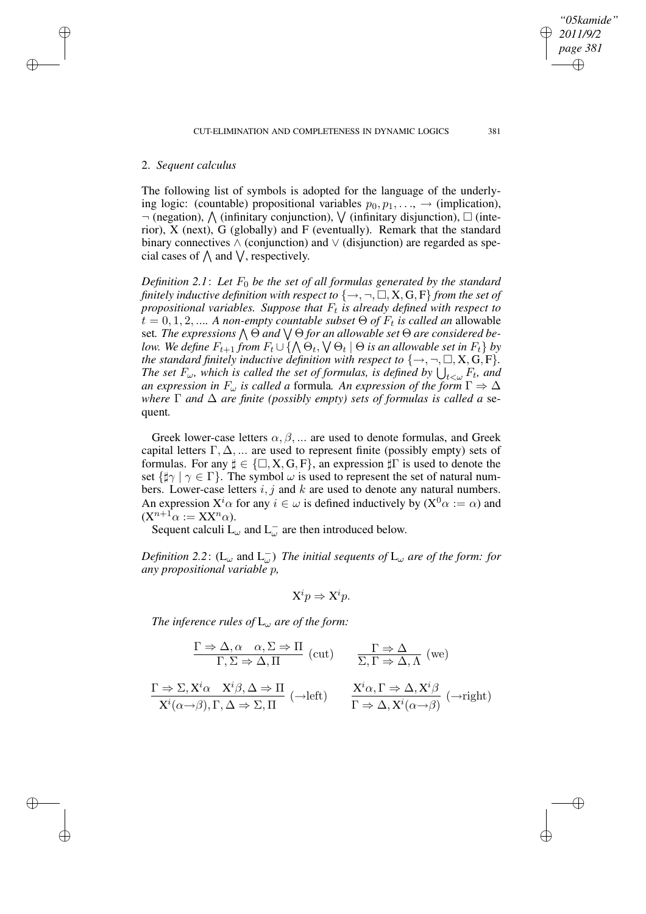## 2. *Sequent calculus*

The following list of symbols is adopted for the language of the underlying logic: (countable) propositional variables $p_0, p_1, \ldots$, $\rightarrow$ (implication), $\neg$ (negation), $\bigwedge$ (infinitary conjunction), $\bigvee$ (infinitary disjunction), $\Box$ (interior), X (next), G (globally) and F (eventually). Remark that the standard binary connectives $\wedge$ (conjunction) and $\vee$ (disjunction) are regarded as special cases of $\bigwedge$ and $\bigvee$, respectively.

*Definition 2.1*: *Let $F_0$ be the set of all formulas generated by the standard finitely inductive definition with respect to $\{\rightarrow, \neg, \Box, \mathrm{X}, \mathrm{G}, \mathrm{F}\}$ from the set of propositional variables. Suppose that $F_t$ is already defined with respect to $t = 0, 1, 2, \ldots$. A non-empty countable subset $\Theta$ of $F_t$ is called an* allowable set. *The expressions $\bigwedge \Theta$ and $\bigvee \Theta$ for an allowable set $\Theta$ are considered below. We define $F_{t+1}$ from $F_t \cup \{\bigwedge \Theta_t, \bigvee \Theta_t \mid \Theta$ is an allowable set in $F_t\}$ by the standard finitely inductive definition with respect to $\{\rightarrow, \neg, \Box, \mathrm{X}, \mathrm{G}, \mathrm{F}\}$. The set $F_\omega$, which is called the set of formulas, is defined by $\bigcup_{t<\omega} F_t$, and an expression in $F_\omega$ is called a* formula*. An expression of the form $\Gamma \Rightarrow \Delta$ where $\Gamma$ and $\Delta$ are finite (possibly empty) sets of formulas is called a* sequent.

Greek lower-case letters $\alpha, \beta, \ldots$ are used to denote formulas, and Greek capital letters $\Gamma, \Delta, \ldots$ are used to represent finite (possibly empty) sets of formulas. For any $\sharp \in \{\Box, \mathrm{X}, \mathrm{G}, \mathrm{F}\}$, an expression $\sharp\Gamma$ is used to denote the set $\{\sharp\gamma \mid \gamma \in \Gamma\}$. The symbol $\omega$ is used to represent the set of natural numbers. Lower-case letters $i, j$ and $k$ are used to denote any natural numbers. An expression $\mathrm{X}^i\alpha$ for any $i \in \omega$ is defined inductively by ($\mathrm{X}^0\alpha := \alpha$) and ($\mathrm{X}^{n+1}\alpha := \mathrm{X}\mathrm{X}^n\alpha$).

Sequent calculi $\mathrm{L}_\omega$ and $\mathrm{L}_\omega^-$ are then introduced below.

*Definition 2.2*: ($\mathrm{L}_\omega$ and $\mathrm{L}_\omega^-$) *The initial sequents of $\mathrm{L}_\omega$ are of the form: for any propositional variable $p$,*

$$\mathrm{X}^i p \Rightarrow \mathrm{X}^i p.$$

*The inference rules of $\mathrm{L}_\omega$ are of the form:*

$$\frac{\Gamma \Rightarrow \Delta, \alpha \quad \alpha, \Sigma \Rightarrow \Pi}{\Gamma, \Sigma \Rightarrow \Delta, \Pi} \text{ (cut)} \qquad \frac{\Gamma \Rightarrow \Delta}{\Sigma, \Gamma \Rightarrow \Delta, \Lambda} \text{ (we)}$$

$$\frac{\Gamma \Rightarrow \Sigma, \mathrm{X}^i\alpha \quad \mathrm{X}^i\beta, \Delta \Rightarrow \Pi}{\mathrm{X}^i(\alpha\rightarrow\beta), \Gamma, \Delta \Rightarrow \Sigma, \Pi} \text{ ($\rightarrow$left)} \qquad \frac{\mathrm{X}^i\alpha, \Gamma \Rightarrow \Delta, \mathrm{X}^i\beta}{\Gamma \Rightarrow \Delta, \mathrm{X}^i(\alpha\rightarrow\beta)} \text{ ($\rightarrow$right)}$$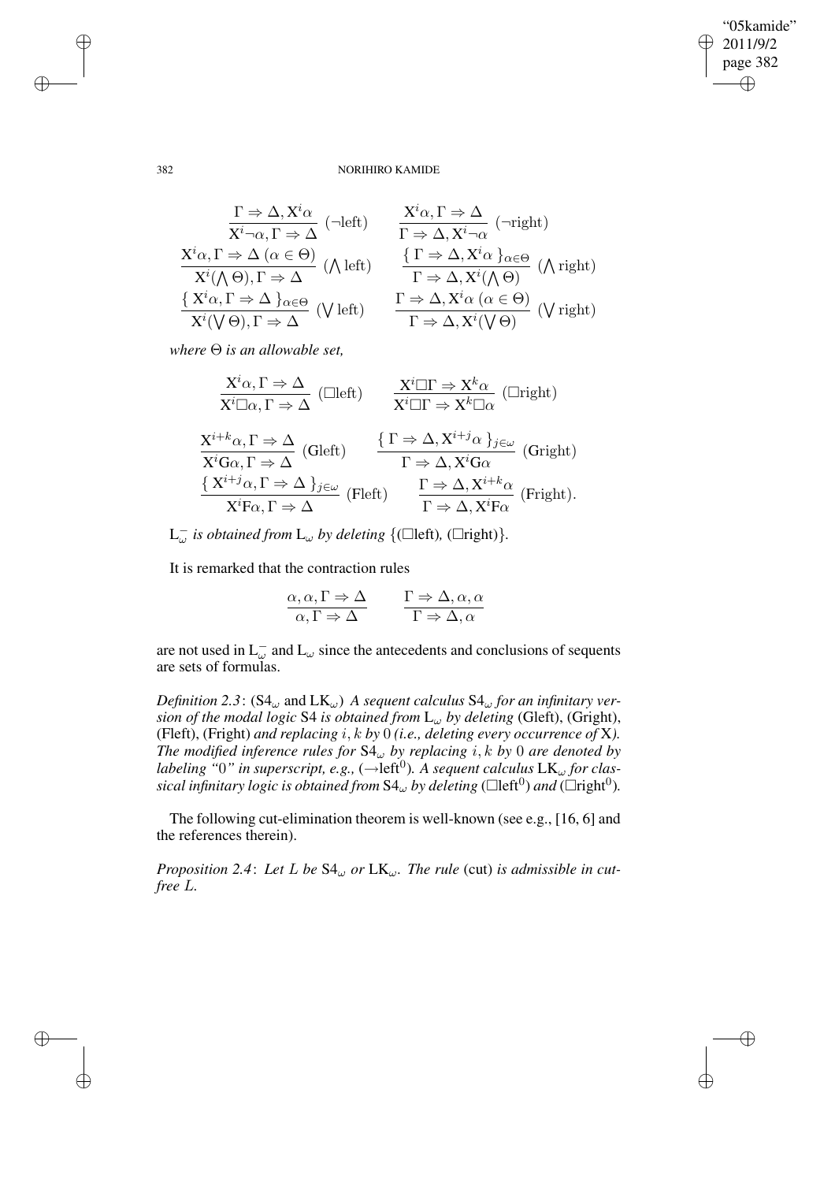$$\frac{\Gamma \Rightarrow \Delta, \mathrm{X}^i\alpha}{\mathrm{X}^i\neg\alpha, \Gamma \Rightarrow \Delta}\ (\neg\text{left}) \qquad \frac{\mathrm{X}^i\alpha, \Gamma \Rightarrow \Delta}{\Gamma \Rightarrow \Delta, \mathrm{X}^i\neg\alpha}\ (\neg\text{right})$$

$$\frac{\mathrm{X}^i\alpha, \Gamma \Rightarrow \Delta\ (\alpha \in \Theta)}{\mathrm{X}^i(\bigwedge \Theta), \Gamma \Rightarrow \Delta}\ (\textstyle\bigwedge \text{left}) \qquad \frac{\{\ \Gamma \Rightarrow \Delta, \mathrm{X}^i\alpha\ \}_{\alpha\in\Theta}}{\Gamma \Rightarrow \Delta, \mathrm{X}^i(\bigwedge \Theta)}\ (\textstyle\bigwedge \text{right})$$

$$\frac{\{\ \mathrm{X}^i\alpha, \Gamma \Rightarrow \Delta\ \}_{\alpha\in\Theta}}{\mathrm{X}^i(\bigvee \Theta), \Gamma \Rightarrow \Delta}\ (\textstyle\bigvee \text{left}) \qquad \frac{\Gamma \Rightarrow \Delta, \mathrm{X}^i\alpha\ (\alpha \in \Theta)}{\Gamma \Rightarrow \Delta, \mathrm{X}^i(\bigvee \Theta)}\ (\textstyle\bigvee \text{right})$$

*where* $\Theta$ *is an allowable set,*

$$\frac{\mathrm{X}^i\alpha, \Gamma \Rightarrow \Delta}{\mathrm{X}^i\Box\alpha, \Gamma \Rightarrow \Delta}\ (\Box\text{left}) \qquad \frac{\mathrm{X}^i\Box\Gamma \Rightarrow \mathrm{X}^k\alpha}{\mathrm{X}^i\Box\Gamma \Rightarrow \mathrm{X}^k\Box\alpha}\ (\Box\text{right})$$

$$\frac{\mathrm{X}^{i+k}\alpha, \Gamma \Rightarrow \Delta}{\mathrm{X}^i\mathrm{G}\alpha, \Gamma \Rightarrow \Delta}\ (\mathrm{G}\text{left}) \qquad \frac{\{\ \Gamma \Rightarrow \Delta, \mathrm{X}^{i+j}\alpha\ \}_{j\in\omega}}{\Gamma \Rightarrow \Delta, \mathrm{X}^i\mathrm{G}\alpha}\ (\mathrm{G}\text{right})$$

$$\frac{\{\ \mathrm{X}^{i+j}\alpha, \Gamma \Rightarrow \Delta\ \}_{j\in\omega}}{\mathrm{X}^i\mathrm{F}\alpha, \Gamma \Rightarrow \Delta}\ (\mathrm{F}\text{left}) \qquad \frac{\Gamma \Rightarrow \Delta, \mathrm{X}^{i+k}\alpha}{\Gamma \Rightarrow \Delta, \mathrm{X}^i\mathrm{F}\alpha}\ (\mathrm{F}\text{right}).$$

$\mathrm{L}_\omega^-$ *is obtained from* $\mathrm{L}_\omega$ *by deleting* $\{(\Box\text{left}), (\Box\text{right})\}$.

It is remarked that the contraction rules

$$\frac{\alpha, \alpha, \Gamma \Rightarrow \Delta}{\alpha, \Gamma \Rightarrow \Delta} \qquad \frac{\Gamma \Rightarrow \Delta, \alpha, \alpha}{\Gamma \Rightarrow \Delta, \alpha}$$

are not used in $\mathrm{L}_\omega^-$ and $\mathrm{L}_\omega$ since the antecedents and conclusions of sequents are sets of formulas.

*Definition 2.3*: ($\mathrm{S4}_\omega$ and $\mathrm{LK}_\omega$) *A sequent calculus* $\mathrm{S4}_\omega$ *for an infinitary version of the modal logic* S4 *is obtained from* $\mathrm{L}_\omega$ *by deleting* (Gleft), (Gright), (Fleft), (Fright) *and replacing* $i, k$ *by* 0 *(i.e., deleting every occurrence of* X*). The modified inference rules for* $\mathrm{S4}_\omega$ *by replacing* $i, k$ *by* 0 *are denoted by labeling "*0*" in superscript, e.g.,* ($\rightarrow$left$^0$)*. A sequent calculus* $\mathrm{LK}_\omega$ *for classical infinitary logic is obtained from* $\mathrm{S4}_\omega$ *by deleting* ($\Box$left$^0$) *and* ($\Box$right$^0$)*.*

The following cut-elimination theorem is well-known (see e.g., [16, 6] and the references therein).

*Proposition 2.4*: *Let L be* $\mathrm{S4}_\omega$ *or* $\mathrm{LK}_\omega$*. The rule* (cut) *is admissible in cut-free L.*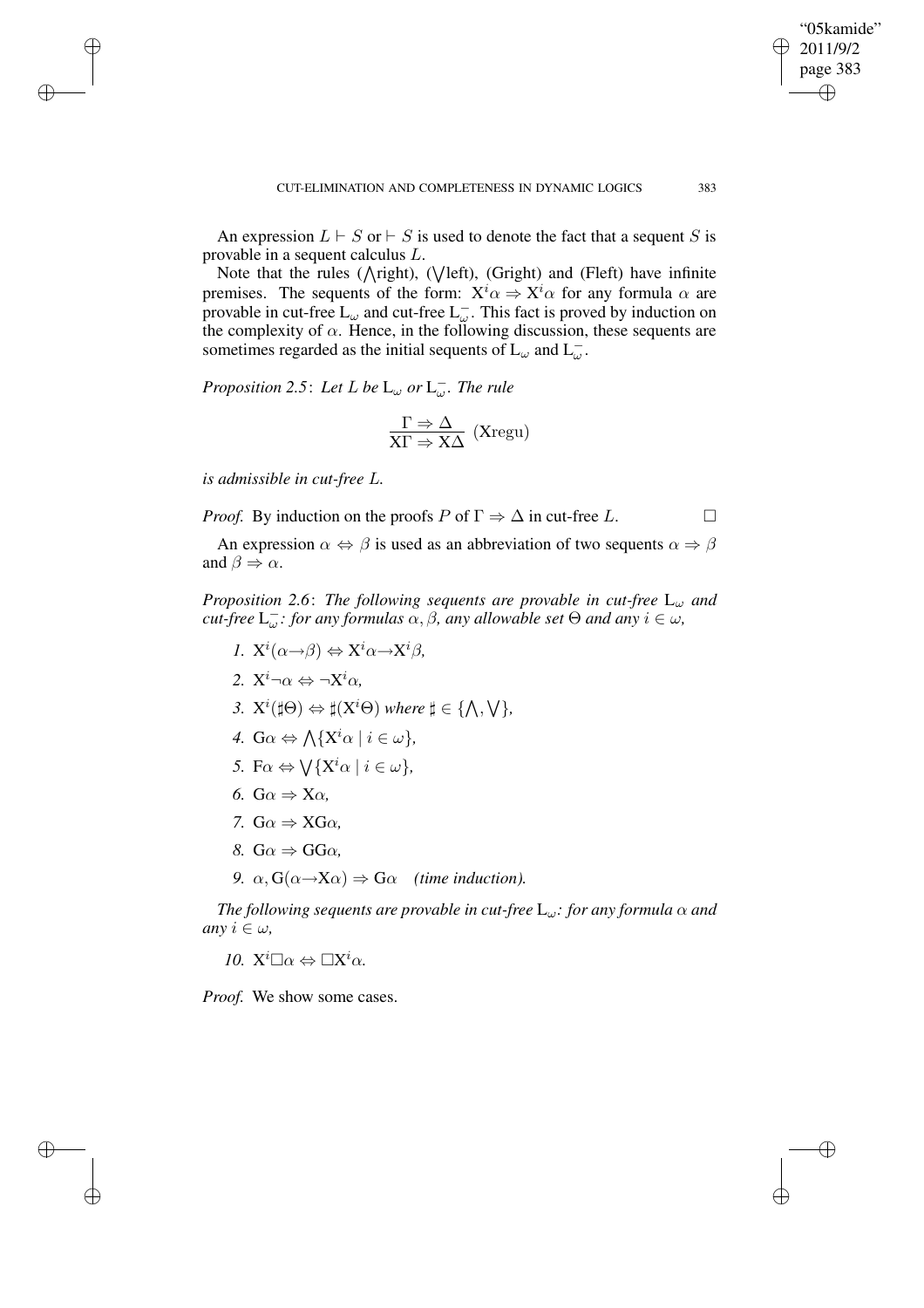An expression $L \vdash S$ or $\vdash S$ is used to denote the fact that a sequent $S$ is provable in a sequent calculus $L$.

Note that the rules ($\bigwedge$right), ($\bigvee$left), (Gright) and (Fleft) have infinite premises. The sequents of the form: $\mathrm{X}^i\alpha \Rightarrow \mathrm{X}^i\alpha$ for any formula $\alpha$ are provable in cut-free $\mathrm{L}_\omega$ and cut-free $\mathrm{L}_\omega^-$. This fact is proved by induction on the complexity of $\alpha$. Hence, in the following discussion, these sequents are sometimes regarded as the initial sequents of $\mathrm{L}_\omega$ and $\mathrm{L}_\omega^-$.

*Proposition 2.5*: *Let $L$ be $\mathrm{L}_\omega$ or $\mathrm{L}_\omega^-$. The rule*

$$\frac{\Gamma \Rightarrow \Delta}{\mathrm{X}\Gamma \Rightarrow \mathrm{X}\Delta}\ (\mathrm{Xregu})$$

*is admissible in cut-free $L$.*

*Proof.* By induction on the proofs $P$ of $\Gamma \Rightarrow \Delta$ in cut-free $L$. □

An expression $\alpha \Leftrightarrow \beta$ is used as an abbreviation of two sequents $\alpha \Rightarrow \beta$ and $\beta \Rightarrow \alpha$.

*Proposition 2.6*: *The following sequents are provable in cut-free $\mathrm{L}_\omega$ and cut-free $\mathrm{L}_\omega^-$: for any formulas $\alpha, \beta$, any allowable set $\Theta$ and any $i \in \omega$,*

1. $\mathrm{X}^i(\alpha \rightarrow \beta) \Leftrightarrow \mathrm{X}^i\alpha \rightarrow \mathrm{X}^i\beta$,
2. $\mathrm{X}^i\neg\alpha \Leftrightarrow \neg\mathrm{X}^i\alpha$,
3. $\mathrm{X}^i(\sharp\Theta) \Leftrightarrow \sharp(\mathrm{X}^i\Theta)$ *where* $\sharp \in \{\bigwedge, \bigvee\}$,
4. $\mathrm{G}\alpha \Leftrightarrow \bigwedge\{\mathrm{X}^i\alpha \mid i \in \omega\}$,
5. $\mathrm{F}\alpha \Leftrightarrow \bigvee\{\mathrm{X}^i\alpha \mid i \in \omega\}$,
6. $\mathrm{G}\alpha \Rightarrow \mathrm{X}\alpha$,
7. $\mathrm{G}\alpha \Rightarrow \mathrm{X}\mathrm{G}\alpha$,
8. $\mathrm{G}\alpha \Rightarrow \mathrm{G}\mathrm{G}\alpha$,
9. $\alpha, \mathrm{G}(\alpha \rightarrow \mathrm{X}\alpha) \Rightarrow \mathrm{G}\alpha$ *(time induction).*

*The following sequents are provable in cut-free $\mathrm{L}_\omega$: for any formula $\alpha$ and any $i \in \omega$,*

10. $\mathrm{X}^i\Box\alpha \Leftrightarrow \Box\mathrm{X}^i\alpha$.

*Proof.* We show some cases.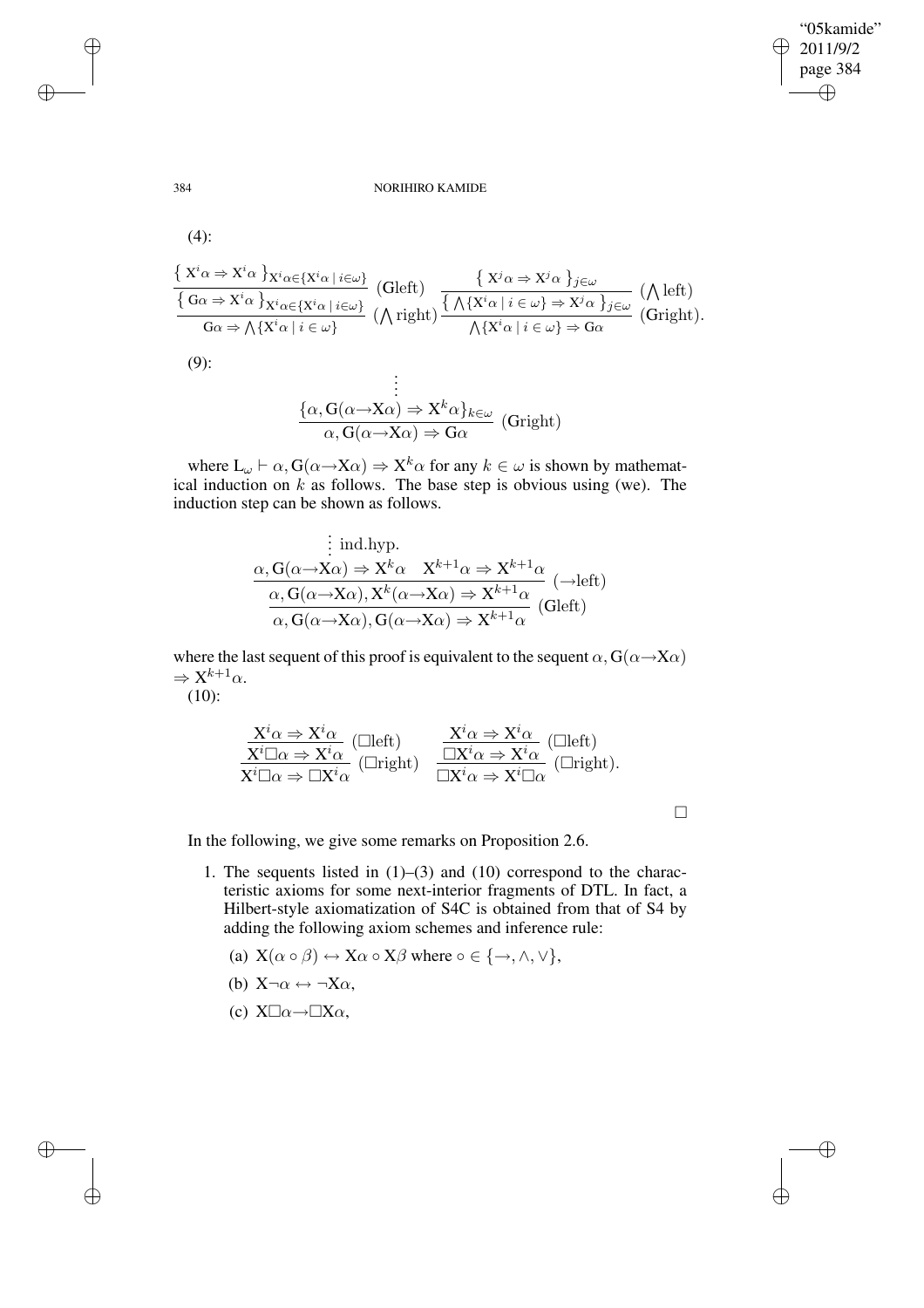(4):

$$\dfrac{\dfrac{\{\ \mathrm{X}^i\alpha \Rightarrow \mathrm{X}^i\alpha\ \}_{\mathrm{X}^i\alpha \in \{\mathrm{X}^i\alpha \mid i\in\omega\}}}{\{\ \mathrm{G}\alpha \Rightarrow \mathrm{X}^i\alpha\ \}_{\mathrm{X}^i\alpha \in \{\mathrm{X}^i\alpha \mid i\in\omega\}}}\ (\mathrm{G}\text{left})}{\mathrm{G}\alpha \Rightarrow \bigwedge\{\mathrm{X}^i\alpha \mid i\in\omega\}}\ (\textstyle\bigwedge\text{right}) \quad \dfrac{\dfrac{\{\ \mathrm{X}^j\alpha \Rightarrow \mathrm{X}^j\alpha\ \}_{j\in\omega}}{\{\ \bigwedge\{\mathrm{X}^i\alpha \mid i\in\omega\} \Rightarrow \mathrm{X}^j\alpha\ \}_{j\in\omega}}\ (\textstyle\bigwedge\text{left})}{\bigwedge\{\mathrm{X}^i\alpha \mid i\in\omega\} \Rightarrow \mathrm{G}\alpha}\ (\mathrm{G}\text{right}).$$

(9):

$$\dfrac{\begin{array}{c}\vdots\\ \{\alpha, \mathrm{G}(\alpha{\to}\mathrm{X}\alpha) \Rightarrow \mathrm{X}^k\alpha\}_{k\in\omega}\end{array}}{\alpha, \mathrm{G}(\alpha{\to}\mathrm{X}\alpha) \Rightarrow \mathrm{G}\alpha}\ (\mathrm{G}\text{right})$$

where $\mathrm{L}_\omega \vdash \alpha, \mathrm{G}(\alpha{\to}\mathrm{X}\alpha) \Rightarrow \mathrm{X}^k\alpha$ for any $k \in \omega$ is shown by mathematical induction on $k$ as follows. The base step is obvious using (we). The induction step can be shown as follows.

$$\dfrac{\dfrac{\begin{array}{c}\vdots\ \text{ind.hyp.}\\ \alpha, \mathrm{G}(\alpha{\to}\mathrm{X}\alpha) \Rightarrow \mathrm{X}^k\alpha\end{array} \quad \mathrm{X}^{k+1}\alpha \Rightarrow \mathrm{X}^{k+1}\alpha}{\alpha, \mathrm{G}(\alpha{\to}\mathrm{X}\alpha), \mathrm{X}^k(\alpha{\to}\mathrm{X}\alpha) \Rightarrow \mathrm{X}^{k+1}\alpha}\ ({\to}\text{left})}{\alpha, \mathrm{G}(\alpha{\to}\mathrm{X}\alpha), \mathrm{G}(\alpha{\to}\mathrm{X}\alpha) \Rightarrow \mathrm{X}^{k+1}\alpha}\ (\mathrm{G}\text{left})$$

where the last sequent of this proof is equivalent to the sequent $\alpha, \mathrm{G}(\alpha{\to}\mathrm{X}\alpha) \Rightarrow \mathrm{X}^{k+1}\alpha$.

(10):

$$\dfrac{\dfrac{\mathrm{X}^i\alpha \Rightarrow \mathrm{X}^i\alpha}{\mathrm{X}^i\Box\alpha \Rightarrow \mathrm{X}^i\alpha}\ (\Box\text{left})}{\mathrm{X}^i\Box\alpha \Rightarrow \Box\mathrm{X}^i\alpha}\ (\Box\text{right}) \quad \dfrac{\dfrac{\mathrm{X}^i\alpha \Rightarrow \mathrm{X}^i\alpha}{\Box\mathrm{X}^i\alpha \Rightarrow \mathrm{X}^i\alpha}\ (\Box\text{left})}{\Box\mathrm{X}^i\alpha \Rightarrow \mathrm{X}^i\Box\alpha}\ (\Box\text{right}).$$

□

In the following, we give some remarks on Proposition 2.6.

1. The sequents listed in (1)–(3) and (10) correspond to the characteristic axioms for some next-interior fragments of DTL. In fact, a Hilbert-style axiomatization of S4C is obtained from that of S4 by adding the following axiom schemes and inference rule:
   (a) $\mathrm{X}(\alpha \circ \beta) \leftrightarrow \mathrm{X}\alpha \circ \mathrm{X}\beta$ where $\circ \in \{\to, \wedge, \vee\}$,
   (b) $\mathrm{X}\neg\alpha \leftrightarrow \neg\mathrm{X}\alpha$,
   (c) $\mathrm{X}\Box\alpha \to \Box\mathrm{X}\alpha$,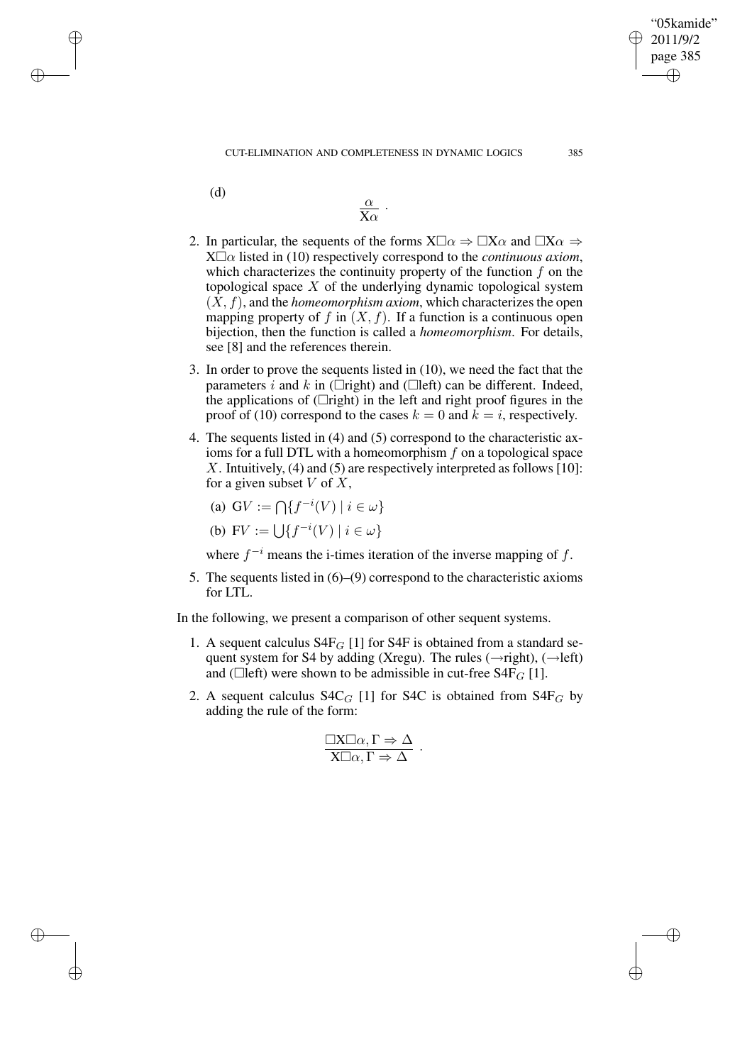(d)

$$\frac{\alpha}{\mathrm{X}\alpha} \ .$$

2. In particular, the sequents of the forms $\mathrm{X}\Box\alpha \Rightarrow \Box\mathrm{X}\alpha$ and $\Box\mathrm{X}\alpha \Rightarrow \mathrm{X}\Box\alpha$ listed in (10) respectively correspond to the *continuous axiom*, which characterizes the continuity property of the function $f$ on the topological space $X$ of the underlying dynamic topological system $(X, f)$, and the *homeomorphism axiom*, which characterizes the open mapping property of $f$ in $(X, f)$. If a function is a continuous open bijection, then the function is called a *homeomorphism*. For details, see [8] and the references therein.
3. In order to prove the sequents listed in (10), we need the fact that the parameters $i$ and $k$ in ($\Box$right) and ($\Box$left) can be different. Indeed, the applications of ($\Box$right) in the left and right proof figures in the proof of (10) correspond to the cases $k = 0$ and $k = i$, respectively.
4. The sequents listed in (4) and (5) correspond to the characteristic axioms for a full DTL with a homeomorphism $f$ on a topological space $X$. Intuitively, (4) and (5) are respectively interpreted as follows [10]: for a given subset $V$ of $X$,

   (a) $\mathrm{G}V := \bigcap\{f^{-i}(V) \mid i \in \omega\}$

   (b) $\mathrm{F}V := \bigcup\{f^{-i}(V) \mid i \in \omega\}$

   where $f^{-i}$ means the i-times iteration of the inverse mapping of $f$.
5. The sequents listed in (6)–(9) correspond to the characteristic axioms for LTL.

In the following, we present a comparison of other sequent systems.

1. A sequent calculus $\mathrm{S4F}_G$ [1] for S4F is obtained from a standard sequent system for S4 by adding (Xregu). The rules ($\rightarrow$right), ($\rightarrow$left) and ($\Box$left) were shown to be admissible in cut-free $\mathrm{S4F}_G$ [1].
2. A sequent calculus $\mathrm{S4C}_G$ [1] for S4C is obtained from $\mathrm{S4F}_G$ by adding the rule of the form:

$$\frac{\Box\mathrm{X}\Box\alpha, \Gamma \Rightarrow \Delta}{\mathrm{X}\Box\alpha, \Gamma \Rightarrow \Delta} \ .$$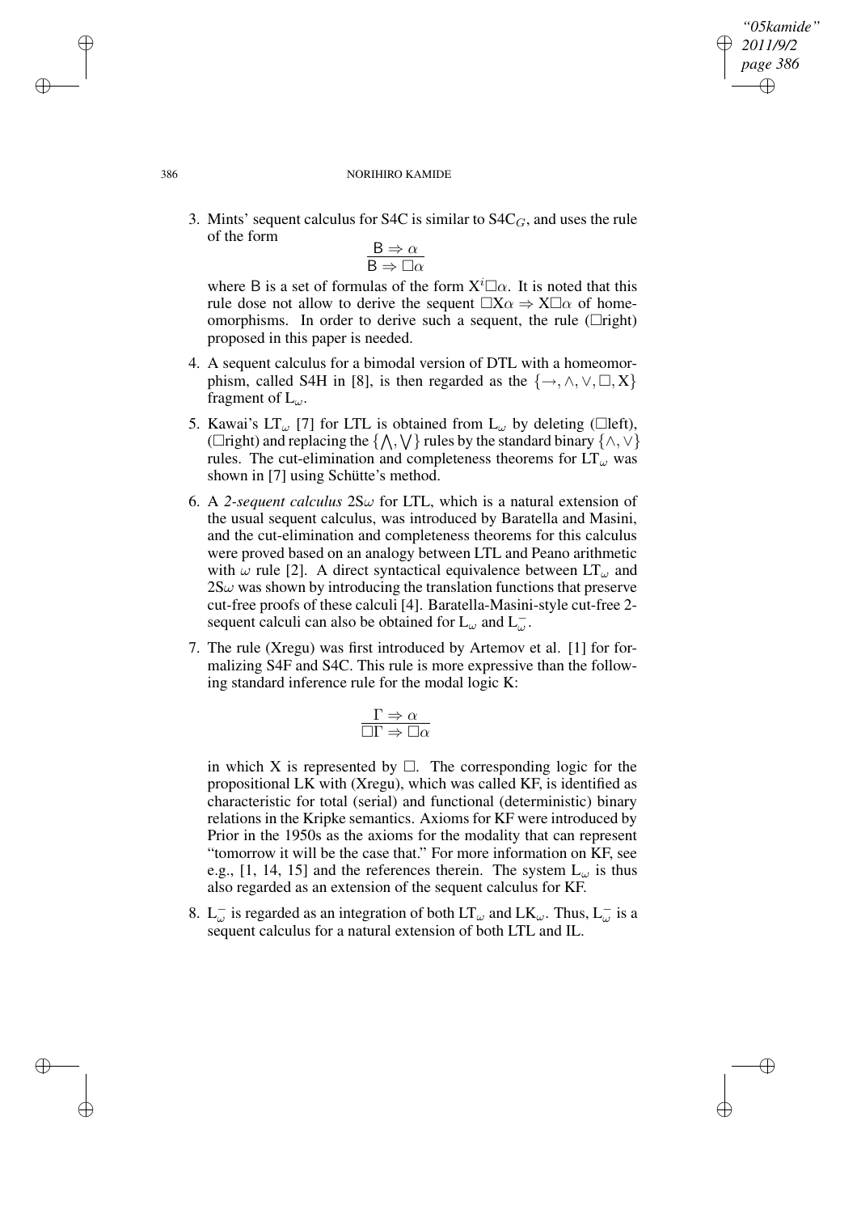3. Mints' sequent calculus for S4C is similar to $S4C_G$, and uses the rule of the form

$$\frac{\mathsf{B} \Rightarrow \alpha}{\mathsf{B} \Rightarrow \Box\alpha}$$

where $\mathsf{B}$ is a set of formulas of the form $X^i\Box\alpha$. It is noted that this rule dose not allow to derive the sequent $\Box X\alpha \Rightarrow X\Box\alpha$ of homeomorphisms. In order to derive such a sequent, the rule ($\Box$right) proposed in this paper is needed.

4. A sequent calculus for a bimodal version of DTL with a homeomorphism, called S4H in [8], is then regarded as the $\{\rightarrow, \wedge, \vee, \Box, X\}$ fragment of $L_\omega$.

5. Kawai's $LT_\omega$ [7] for LTL is obtained from $L_\omega$ by deleting ($\Box$left), ($\Box$right) and replacing the $\{\bigwedge, \bigvee\}$ rules by the standard binary $\{\wedge, \vee\}$ rules. The cut-elimination and completeness theorems for $LT_\omega$ was shown in [7] using Schütte's method.

6. A *2-sequent calculus* $2S\omega$ for LTL, which is a natural extension of the usual sequent calculus, was introduced by Baratella and Masini, and the cut-elimination and completeness theorems for this calculus were proved based on an analogy between LTL and Peano arithmetic with $\omega$ rule [2]. A direct syntactical equivalence between $LT_\omega$ and $2S\omega$ was shown by introducing the translation functions that preserve cut-free proofs of these calculi [4]. Baratella-Masini-style cut-free 2-sequent calculi can also be obtained for $L_\omega$ and $L_\omega^-$.

7. The rule (Xregu) was first introduced by Artemov et al. [1] for formalizing S4F and S4C. This rule is more expressive than the following standard inference rule for the modal logic K:

$$\frac{\Gamma \Rightarrow \alpha}{\Box\Gamma \Rightarrow \Box\alpha}$$

in which X is represented by $\Box$. The corresponding logic for the propositional LK with (Xregu), which was called KF, is identified as characteristic for total (serial) and functional (deterministic) binary relations in the Kripke semantics. Axioms for KF were introduced by Prior in the 1950s as the axioms for the modality that can represent "tomorrow it will be the case that." For more information on KF, see e.g., [1, 14, 15] and the references therein. The system $L_\omega$ is thus also regarded as an extension of the sequent calculus for KF.

8. $L_\omega^-$ is regarded as an integration of both $LT_\omega$ and $LK_\omega$. Thus, $L_\omega^-$ is a sequent calculus for a natural extension of both LTL and IL.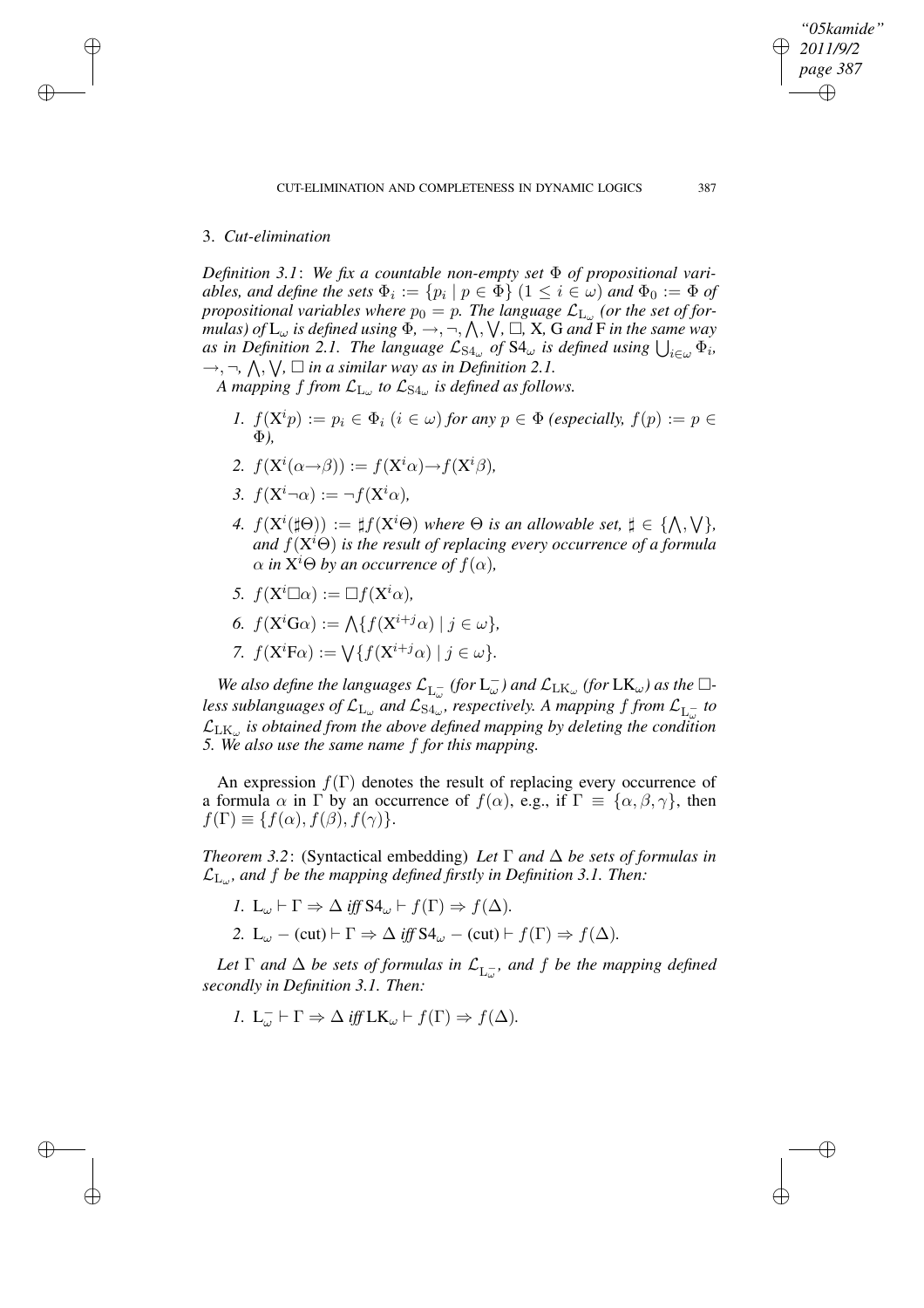## 3. *Cut-elimination*

*Definition 3.1*: *We fix a countable non-empty set $\Phi$ of propositional variables, and define the sets $\Phi_i := \{p_i \mid p \in \Phi\}$ $(1 \leq i \in \omega)$ and $\Phi_0 := \Phi$ of propositional variables where $p_0 = p$. The language $\mathcal{L}_{\mathrm{L}_\omega}$ (or the set of formulas) of $\mathrm{L}_\omega$ is defined using $\Phi$, $\rightarrow, \neg, \bigwedge, \bigvee, \Box$, $\mathrm{X}$, $\mathrm{G}$ and $\mathrm{F}$ in the same way as in Definition 2.1. The language $\mathcal{L}_{\mathrm{S4}_\omega}$ of $\mathrm{S4}_\omega$ is defined using $\bigcup_{i\in\omega} \Phi_i$, $\rightarrow, \neg, \bigwedge, \bigvee, \Box$ in a similar way as in Definition 2.1.*

*A mapping $f$ from $\mathcal{L}_{\mathrm{L}_\omega}$ to $\mathcal{L}_{\mathrm{S4}_\omega}$ is defined as follows.*

1. $f(\mathrm{X}^i p) := p_i \in \Phi_i$ $(i \in \omega)$ *for any* $p \in \Phi$ *(especially,* $f(p) := p \in \Phi$*),*
2. $f(\mathrm{X}^i(\alpha\rightarrow\beta)) := f(\mathrm{X}^i\alpha)\rightarrow f(\mathrm{X}^i\beta)$,
3. $f(\mathrm{X}^i\neg\alpha) := \neg f(\mathrm{X}^i\alpha)$,
4. $f(\mathrm{X}^i(\sharp\Theta)) := \sharp f(\mathrm{X}^i\Theta)$ *where $\Theta$ is an allowable set, $\sharp \in \{\bigwedge, \bigvee\}$, and $f(\mathrm{X}^i\Theta)$ is the result of replacing every occurrence of a formula $\alpha$ in $\mathrm{X}^i\Theta$ by an occurrence of $f(\alpha)$,*
5. $f(\mathrm{X}^i\Box\alpha) := \Box f(\mathrm{X}^i\alpha)$,
6. $f(\mathrm{X}^i\mathrm{G}\alpha) := \bigwedge\{f(\mathrm{X}^{i+j}\alpha) \mid j \in \omega\}$,
7. $f(\mathrm{X}^i\mathrm{F}\alpha) := \bigvee\{f(\mathrm{X}^{i+j}\alpha) \mid j \in \omega\}$.

*We also define the languages $\mathcal{L}_{\mathrm{L}_\omega^-}$ (for $\mathrm{L}_\omega^-$) and $\mathcal{L}_{\mathrm{LK}_\omega}$ (for $\mathrm{LK}_\omega$) as the $\Box$-less sublanguages of $\mathcal{L}_{\mathrm{L}_\omega}$ and $\mathcal{L}_{\mathrm{S4}_\omega}$, respectively. A mapping $f$ from $\mathcal{L}_{\mathrm{L}_\omega^-}$ to $\mathcal{L}_{\mathrm{LK}_\omega}$ is obtained from the above defined mapping by deleting the condition 5. We also use the same name $f$ for this mapping.*

An expression $f(\Gamma)$ denotes the result of replacing every occurrence of a formula $\alpha$ in $\Gamma$ by an occurrence of $f(\alpha)$, e.g., if $\Gamma \equiv \{\alpha, \beta, \gamma\}$, then $f(\Gamma) \equiv \{f(\alpha), f(\beta), f(\gamma)\}$.

*Theorem 3.2*: (Syntactical embedding) *Let $\Gamma$ and $\Delta$ be sets of formulas in $\mathcal{L}_{\mathrm{L}_\omega}$, and $f$ be the mapping defined firstly in Definition 3.1. Then:*

1. $\mathrm{L}_\omega \vdash \Gamma \Rightarrow \Delta$ *iff* $\mathrm{S4}_\omega \vdash f(\Gamma) \Rightarrow f(\Delta)$.
2. $\mathrm{L}_\omega - (\mathrm{cut}) \vdash \Gamma \Rightarrow \Delta$ *iff* $\mathrm{S4}_\omega - (\mathrm{cut}) \vdash f(\Gamma) \Rightarrow f(\Delta)$.

*Let $\Gamma$ and $\Delta$ be sets of formulas in $\mathcal{L}_{\mathrm{L}_\omega^-}$, and $f$ be the mapping defined secondly in Definition 3.1. Then:*

1. $\mathrm{L}_\omega^- \vdash \Gamma \Rightarrow \Delta$ *iff* $\mathrm{LK}_\omega \vdash f(\Gamma) \Rightarrow f(\Delta)$.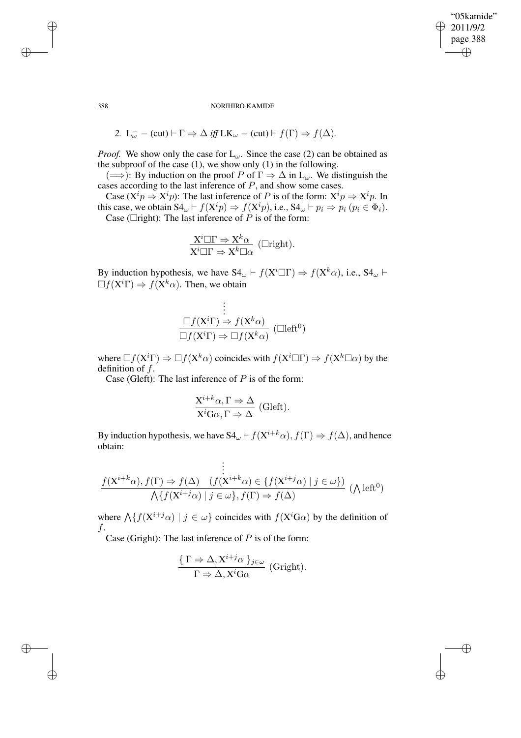2. $\mathrm{L}_\omega^- - (\mathrm{cut}) \vdash \Gamma \Rightarrow \Delta$ *iff* $\mathrm{LK}_\omega - (\mathrm{cut}) \vdash f(\Gamma) \Rightarrow f(\Delta)$.

*Proof.* We show only the case for $\mathrm{L}_\omega$. Since the case (2) can be obtained as the subproof of the case (1), we show only (1) in the following.

($\Longrightarrow$): By induction on the proof $P$ of $\Gamma \Rightarrow \Delta$ in $\mathrm{L}_\omega$. We distinguish the cases according to the last inference of $P$, and show some cases.

Case ($\mathrm{X}^i p \Rightarrow \mathrm{X}^i p$): The last inference of $P$ is of the form: $\mathrm{X}^i p \Rightarrow \mathrm{X}^i p$. In this case, we obtain $\mathrm{S4}_\omega \vdash f(\mathrm{X}^i p) \Rightarrow f(\mathrm{X}^i p)$, i.e., $\mathrm{S4}_\omega \vdash p_i \Rightarrow p_i$ ($p_i \in \Phi_i$).

Case ($\Box$right): The last inference of $P$ is of the form:

$$\frac{\mathrm{X}^i \Box \Gamma \Rightarrow \mathrm{X}^k \alpha}{\mathrm{X}^i \Box \Gamma \Rightarrow \mathrm{X}^k \Box \alpha} \ (\Box\text{right}).$$

By induction hypothesis, we have $\mathrm{S4}_\omega \vdash f(\mathrm{X}^i \Box \Gamma) \Rightarrow f(\mathrm{X}^k \alpha)$, i.e., $\mathrm{S4}_\omega \vdash \Box f(\mathrm{X}^i \Gamma) \Rightarrow f(\mathrm{X}^k \alpha)$. Then, we obtain

$$\frac{\begin{array}{c}\vdots \\ \Box f(\mathrm{X}^i \Gamma) \Rightarrow f(\mathrm{X}^k \alpha)\end{array}}{\Box f(\mathrm{X}^i \Gamma) \Rightarrow \Box f(\mathrm{X}^k \alpha)} \ (\Box\text{left}^0)$$

where $\Box f(\mathrm{X}^i \Gamma) \Rightarrow \Box f(\mathrm{X}^k \alpha)$ coincides with $f(\mathrm{X}^i \Box \Gamma) \Rightarrow f(\mathrm{X}^k \Box \alpha)$ by the definition of $f$.

Case (Gleft): The last inference of $P$ is of the form:

$$\frac{\mathrm{X}^{i+k} \alpha, \Gamma \Rightarrow \Delta}{\mathrm{X}^i \mathrm{G} \alpha, \Gamma \Rightarrow \Delta} \ (\text{Gleft}).$$

By induction hypothesis, we have $\mathrm{S4}_\omega \vdash f(\mathrm{X}^{i+k} \alpha), f(\Gamma) \Rightarrow f(\Delta)$, and hence obtain:

$$\frac{\begin{array}{c}\vdots \\ f(\mathrm{X}^{i+k} \alpha), f(\Gamma) \Rightarrow f(\Delta) \quad (f(\mathrm{X}^{i+k} \alpha) \in \{f(\mathrm{X}^{i+j} \alpha) \mid j \in \omega\})\end{array}}{\bigwedge \{f(\mathrm{X}^{i+j} \alpha) \mid j \in \omega\}, f(\Gamma) \Rightarrow f(\Delta)} \ (\textstyle\bigwedge\text{left}^0)$$

where $\bigwedge \{f(\mathrm{X}^{i+j} \alpha) \mid j \in \omega\}$ coincides with $f(\mathrm{X}^i \mathrm{G} \alpha)$ by the definition of $f$.

Case (Gright): The last inference of $P$ is of the form:

$$\frac{\{\ \Gamma \Rightarrow \Delta, \mathrm{X}^{i+j} \alpha\ \}_{j \in \omega}}{\Gamma \Rightarrow \Delta, \mathrm{X}^i \mathrm{G} \alpha} \ (\text{Gright}).$$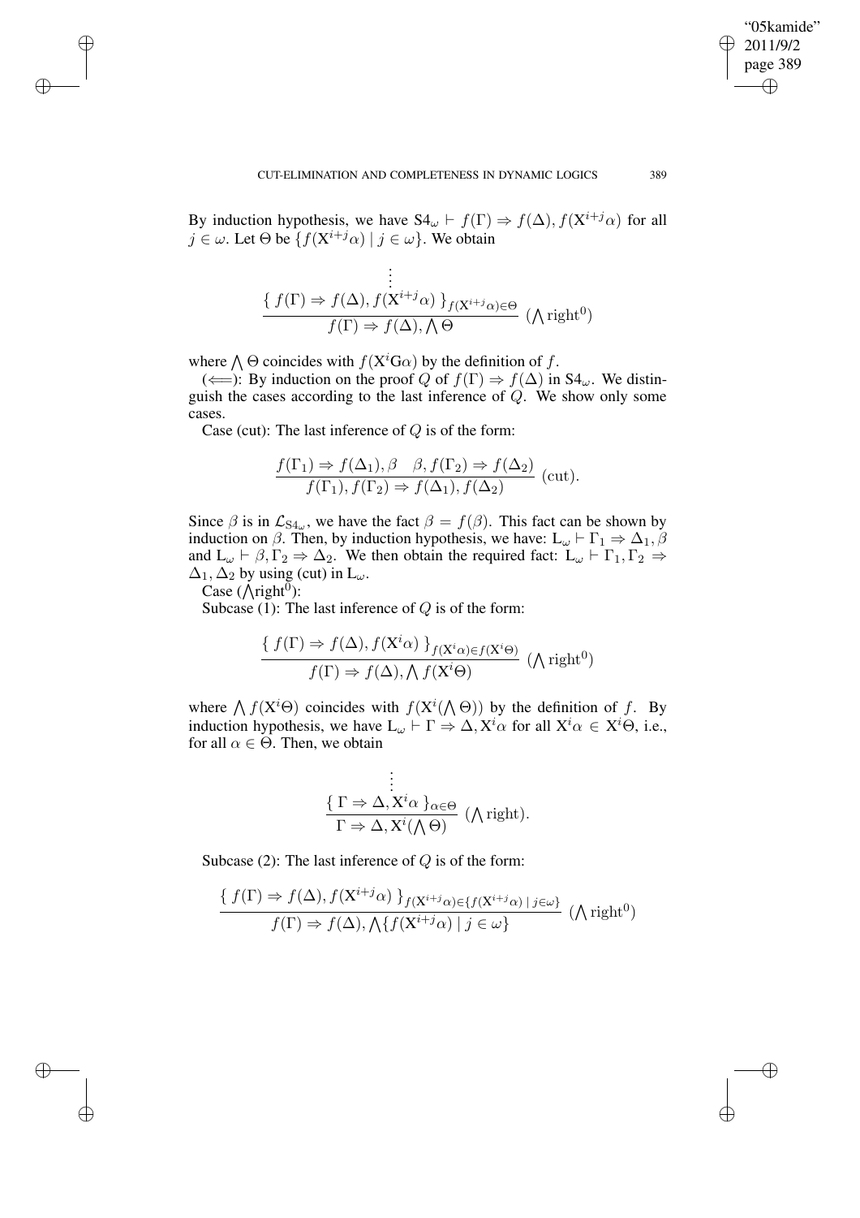By induction hypothesis, we have $\mathrm{S4}_\omega \vdash f(\Gamma) \Rightarrow f(\Delta), f(\mathrm{X}^{i+j}\alpha)$ for all $j \in \omega$. Let $\Theta$ be $\{f(\mathrm{X}^{i+j}\alpha) \mid j \in \omega\}$. We obtain

$$\dfrac{\begin{array}{c}\vdots \\ \{\ f(\Gamma) \Rightarrow f(\Delta), f(\mathrm{X}^{i+j}\alpha)\ \}_{f(\mathrm{X}^{i+j}\alpha)\in\Theta}\end{array}}{f(\Gamma) \Rightarrow f(\Delta), \bigwedge \Theta}\ (\textstyle\bigwedge \mathrm{right}^0)$$

where $\bigwedge \Theta$ coincides with $f(\mathrm{X}^i\mathrm{G}\alpha)$ by the definition of $f$.

($\Longleftarrow$): By induction on the proof $Q$ of $f(\Gamma) \Rightarrow f(\Delta)$ in $\mathrm{S4}_\omega$. We distinguish the cases according to the last inference of $Q$. We show only some cases.

Case (cut): The last inference of $Q$ is of the form:

$$\dfrac{f(\Gamma_1) \Rightarrow f(\Delta_1), \beta \quad \beta, f(\Gamma_2) \Rightarrow f(\Delta_2)}{f(\Gamma_1), f(\Gamma_2) \Rightarrow f(\Delta_1), f(\Delta_2)}\ (\mathrm{cut}).$$

Since $\beta$ is in $\mathcal{L}_{\mathrm{S4}_\omega}$, we have the fact $\beta = f(\beta)$. This fact can be shown by induction on $\beta$. Then, by induction hypothesis, we have: $\mathrm{L}_\omega \vdash \Gamma_1 \Rightarrow \Delta_1, \beta$ and $\mathrm{L}_\omega \vdash \beta, \Gamma_2 \Rightarrow \Delta_2$. We then obtain the required fact: $\mathrm{L}_\omega \vdash \Gamma_1, \Gamma_2 \Rightarrow \Delta_1, \Delta_2$ by using (cut) in $\mathrm{L}_\omega$.

Case ($\bigwedge$right$^0$):

Subcase (1): The last inference of $Q$ is of the form:

$$\dfrac{\{\ f(\Gamma) \Rightarrow f(\Delta), f(\mathrm{X}^i\alpha)\ \}_{f(\mathrm{X}^i\alpha)\in f(\mathrm{X}^i\Theta)}}{f(\Gamma) \Rightarrow f(\Delta), \bigwedge f(\mathrm{X}^i\Theta)}\ (\textstyle\bigwedge \mathrm{right}^0)$$

where $\bigwedge f(\mathrm{X}^i\Theta)$ coincides with $f(\mathrm{X}^i(\bigwedge\Theta))$ by the definition of $f$. By induction hypothesis, we have $\mathrm{L}_\omega \vdash \Gamma \Rightarrow \Delta, \mathrm{X}^i\alpha$ for all $\mathrm{X}^i\alpha \in \mathrm{X}^i\Theta$, i.e., for all $\alpha \in \Theta$. Then, we obtain

$$\dfrac{\begin{array}{c}\vdots \\ \{\ \Gamma \Rightarrow \Delta, \mathrm{X}^i\alpha\ \}_{\alpha\in\Theta}\end{array}}{\Gamma \Rightarrow \Delta, \mathrm{X}^i(\bigwedge\Theta)}\ (\textstyle\bigwedge \mathrm{right}).$$

Subcase (2): The last inference of $Q$ is of the form:

$$\dfrac{\{\ f(\Gamma) \Rightarrow f(\Delta), f(\mathrm{X}^{i+j}\alpha)\ \}_{f(\mathrm{X}^{i+j}\alpha)\in\{f(\mathrm{X}^{i+j}\alpha)\mid j\in\omega\}}}{f(\Gamma) \Rightarrow f(\Delta), \bigwedge\{f(\mathrm{X}^{i+j}\alpha) \mid j \in \omega\}}\ (\textstyle\bigwedge \mathrm{right}^0)$$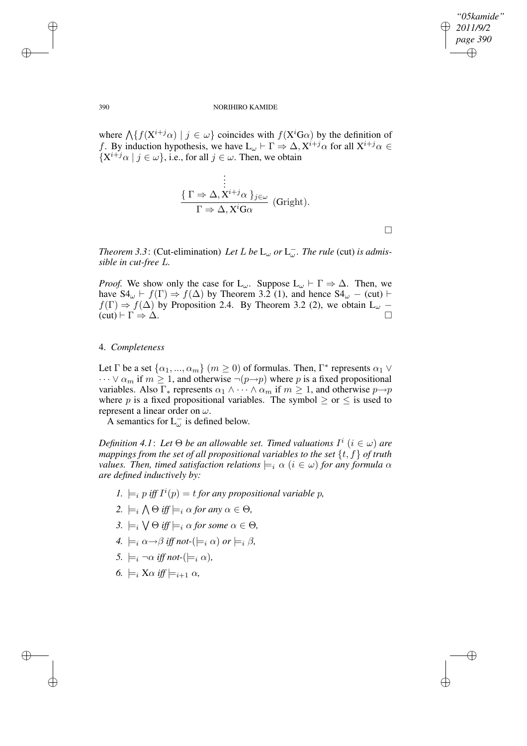where $\bigwedge\{f(\mathrm{X}^{i+j}\alpha) \mid j \in \omega\}$ coincides with $f(\mathrm{X}^i\mathrm{G}\alpha)$ by the definition of $f$. By induction hypothesis, we have $\mathrm{L}_\omega \vdash \Gamma \Rightarrow \Delta, \mathrm{X}^{i+j}\alpha$ for all $\mathrm{X}^{i+j}\alpha \in \{\mathrm{X}^{i+j}\alpha \mid j \in \omega\}$, i.e., for all $j \in \omega$. Then, we obtain

$$\dfrac{\begin{array}{c}\vdots \\ \{\ \Gamma \Rightarrow \Delta, \mathrm{X}^{i+j}\alpha\ \}_{j\in\omega}\end{array}}{\Gamma \Rightarrow \Delta, \mathrm{X}^i\mathrm{G}\alpha}\ (\mathrm{Gright}).$$

□

*Theorem 3.3*: (Cut-elimination) *Let $L$ be $\mathrm{L}_\omega$ or $\mathrm{L}_\omega^-$. The rule* (cut) *is admissible in cut-free $L$.*

*Proof.* We show only the case for $\mathrm{L}_\omega$. Suppose $\mathrm{L}_\omega \vdash \Gamma \Rightarrow \Delta$. Then, we have $\mathrm{S4}_\omega \vdash f(\Gamma) \Rightarrow f(\Delta)$ by Theorem 3.2 (1), and hence $\mathrm{S4}_\omega - (\mathrm{cut}) \vdash f(\Gamma) \Rightarrow f(\Delta)$ by Proposition 2.4. By Theorem 3.2 (2), we obtain $\mathrm{L}_\omega - (\mathrm{cut}) \vdash \Gamma \Rightarrow \Delta$. □

## 4. *Completeness*

Let $\Gamma$ be a set $\{\alpha_1, ..., \alpha_m\}$ $(m \geq 0)$ of formulas. Then, $\Gamma^*$ represents $\alpha_1 \vee \cdots \vee \alpha_m$ if $m \geq 1$, and otherwise $\neg(p \rightarrow p)$ where $p$ is a fixed propositional variables. Also $\Gamma_*$ represents $\alpha_1 \wedge \cdots \wedge \alpha_m$ if $m \geq 1$, and otherwise $p \rightarrow p$ where $p$ is a fixed propositional variables. The symbol $\geq$ or $\leq$ is used to represent a linear order on $\omega$.

A semantics for $\mathrm{L}_\omega^-$ is defined below.

*Definition 4.1*: *Let $\Theta$ be an allowable set. Timed valuations $I^i$ $(i \in \omega)$ are mappings from the set of all propositional variables to the set $\{t, f\}$ of truth values. Then, timed satisfaction relations $\models_i \alpha$ $(i \in \omega)$ for any formula $\alpha$ are defined inductively by:*

1. $\models_i p$ *iff* $I^i(p) = t$ *for any propositional variable* $p$,
2. $\models_i \bigwedge\Theta$ *iff* $\models_i \alpha$ *for any* $\alpha \in \Theta$,
3. $\models_i \bigvee\Theta$ *iff* $\models_i \alpha$ *for some* $\alpha \in \Theta$,
4. $\models_i \alpha \rightarrow \beta$ *iff not-*$(\models_i \alpha)$ *or* $\models_i \beta$,
5. $\models_i \neg\alpha$ *iff not-*$(\models_i \alpha)$,
6. $\models_i \mathrm{X}\alpha$ *iff* $\models_{i+1} \alpha$,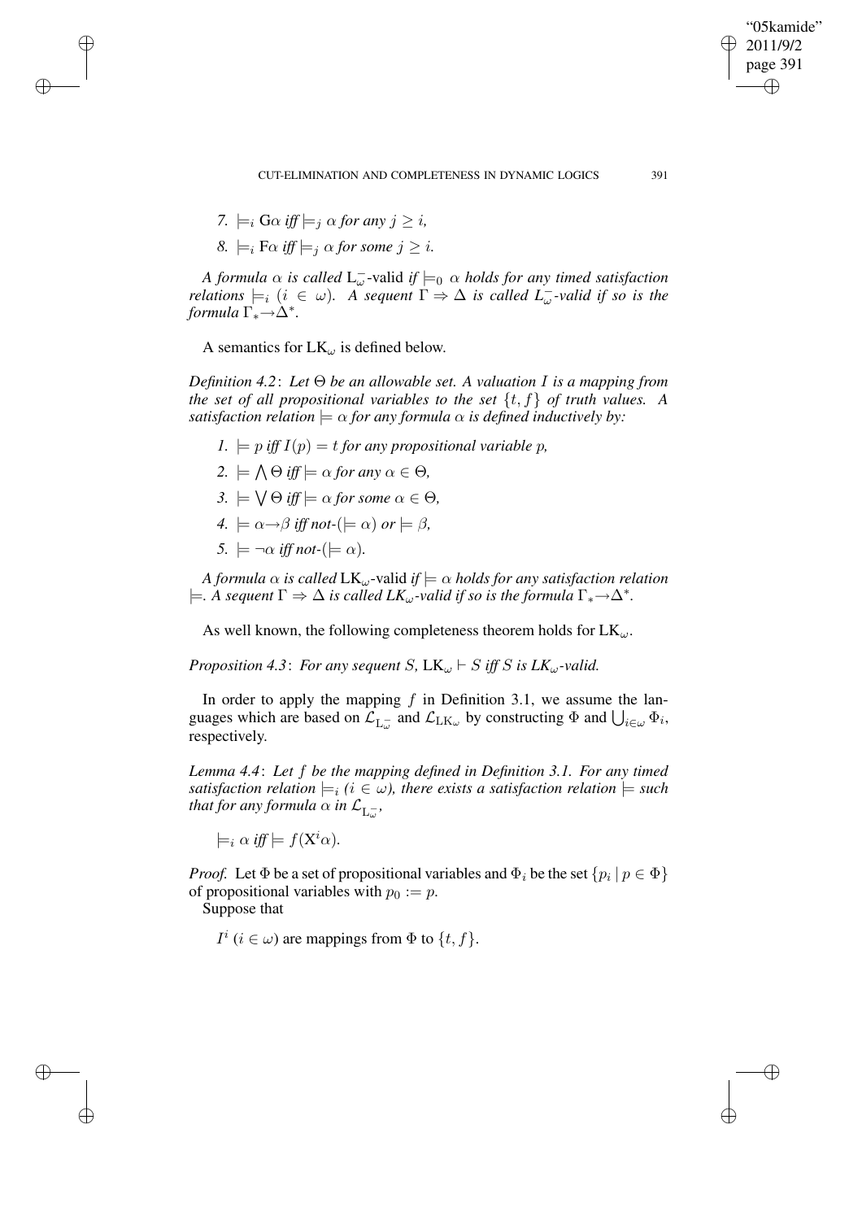7. $\models_i \mathrm{G}\alpha$ *iff* $\models_j \alpha$ *for any* $j \geq i$,

8. $\models_i \mathrm{F}\alpha$ *iff* $\models_j \alpha$ *for some* $j \geq i$.

*A formula* $\alpha$ *is called* $\mathrm{L}_\omega^-$-valid *if* $\models_0 \alpha$ *holds for any timed satisfaction relations* $\models_i$ $(i \in \omega)$. *A sequent* $\Gamma \Rightarrow \Delta$ *is called* $L_\omega^-$*-valid if so is the formula* $\Gamma_* {\rightarrow} \Delta^*$.

A semantics for $\mathrm{LK}_\omega$ is defined below.

*Definition 4.2*: *Let* $\Theta$ *be an allowable set. A valuation* $I$ *is a mapping from the set of all propositional variables to the set* $\{t, f\}$ *of truth values. A satisfaction relation* $\models \alpha$ *for any formula* $\alpha$ *is defined inductively by:*

1. $\models p$ *iff* $I(p) = t$ *for any propositional variable* $p$,
2. $\models \bigwedge \Theta$ *iff* $\models \alpha$ *for any* $\alpha \in \Theta$,
3. $\models \bigvee \Theta$ *iff* $\models \alpha$ *for some* $\alpha \in \Theta$,
4. $\models \alpha {\rightarrow} \beta$ *iff not-*$(\models \alpha)$ *or* $\models \beta$,
5. $\models \neg\alpha$ *iff not-*$(\models \alpha)$.

*A formula* $\alpha$ *is called* $\mathrm{LK}_\omega$-valid *if* $\models \alpha$ *holds for any satisfaction relation* $\models$. *A sequent* $\Gamma \Rightarrow \Delta$ *is called* $LK_\omega$*-valid if so is the formula* $\Gamma_* {\rightarrow} \Delta^*$.

As well known, the following completeness theorem holds for $\mathrm{LK}_\omega$.

*Proposition 4.3*: *For any sequent* $S$, $\mathrm{LK}_\omega \vdash S$ *iff* $S$ *is* $LK_\omega$*-valid.*

In order to apply the mapping $f$ in Definition 3.1, we assume the languages which are based on $\mathcal{L}_{\mathrm{L}_\omega^-}$ and $\mathcal{L}_{\mathrm{LK}_\omega}$ by constructing $\Phi$ and $\bigcup_{i \in \omega} \Phi_i$, respectively.

*Lemma 4.4*: *Let* $f$ *be the mapping defined in Definition 3.1. For any timed satisfaction relation* $\models_i$ $(i \in \omega)$, *there exists a satisfaction relation* $\models$ *such that for any formula* $\alpha$ *in* $\mathcal{L}_{\mathrm{L}_\omega^-}$,

$\models_i \alpha$ *iff* $\models f(\mathrm{X}^i\alpha)$.

*Proof.* Let $\Phi$ be a set of propositional variables and $\Phi_i$ be the set $\{p_i \mid p \in \Phi\}$ of propositional variables with $p_0 := p$.

Suppose that

$I^i$ $(i \in \omega)$ are mappings from $\Phi$ to $\{t, f\}$.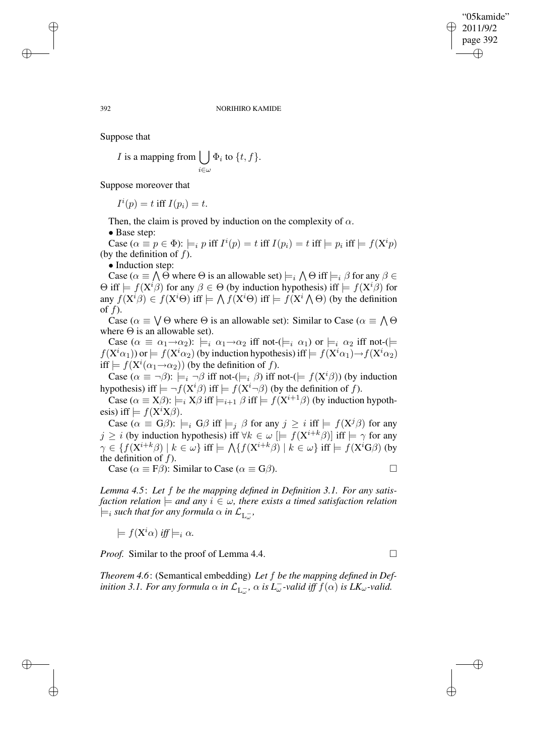Suppose that

$$I \text{ is a mapping from } \bigcup_{i\in\omega} \Phi_i \text{ to } \{t, f\}.$$

Suppose moreover that

$$I^i(p) = t \text{ iff } I(p_i) = t.$$

Then, the claim is proved by induction on the complexity of $\alpha$.

• Base step:

Case ($\alpha \equiv p \in \Phi$): $\models_i p$ iff $I^i(p) = t$ iff $I(p_i) = t$ iff $\models p_i$ iff $\models f(\mathrm{X}^i p)$ (by the definition of $f$).

• Induction step:

Case ($\alpha \equiv \bigwedge \Theta$ where $\Theta$ is an allowable set) $\models_i \bigwedge \Theta$ iff $\models_i \beta$ for any $\beta \in \Theta$ iff $\models f(\mathrm{X}^i\beta)$ for any $\beta \in \Theta$ (by induction hypothesis) iff $\models f(\mathrm{X}^i\beta)$ for any $f(\mathrm{X}^i\beta) \in f(\mathrm{X}^i\Theta)$ iff $\models \bigwedge f(\mathrm{X}^i\Theta)$ iff $\models f(\mathrm{X}^i \bigwedge \Theta)$ (by the definition of $f$).

Case ($\alpha \equiv \bigvee \Theta$ where $\Theta$ is an allowable set): Similar to Case ($\alpha \equiv \bigwedge \Theta$ where $\Theta$ is an allowable set).

Case ($\alpha \equiv \alpha_1 \rightarrow \alpha_2$): $\models_i \alpha_1 \rightarrow \alpha_2$ iff not-($\models_i \alpha_1$) or $\models_i \alpha_2$ iff not-($\models f(\mathrm{X}^i\alpha_1)$) or $\models f(\mathrm{X}^i\alpha_2)$ (by induction hypothesis) iff $\models f(\mathrm{X}^i\alpha_1) \rightarrow f(\mathrm{X}^i\alpha_2)$ iff $\models f(\mathrm{X}^i(\alpha_1 \rightarrow \alpha_2))$ (by the definition of $f$).

Case ($\alpha \equiv \neg\beta$): $\models_i \neg\beta$ iff not-($\models_i \beta$) iff not-($\models f(\mathrm{X}^i\beta)$) (by induction hypothesis) iff $\models \neg f(\mathrm{X}^i\beta)$ iff $\models f(\mathrm{X}^i\neg\beta)$ (by the definition of $f$).

Case ($\alpha \equiv \mathrm{X}\beta$): $\models_i \mathrm{X}\beta$ iff $\models_{i+1} \beta$ iff $\models f(\mathrm{X}^{i+1}\beta)$ (by induction hypothesis) iff $\models f(\mathrm{X}^i\mathrm{X}\beta)$.

Case ($\alpha \equiv \mathrm{G}\beta$): $\models_i \mathrm{G}\beta$ iff $\models_j \beta$ for any $j \geq i$ iff $\models f(\mathrm{X}^j\beta)$ for any $j \geq i$ (by induction hypothesis) iff $\forall k \in \omega\ [\models f(\mathrm{X}^{i+k}\beta)]$ iff $\models \gamma$ for any $\gamma \in \{f(\mathrm{X}^{i+k}\beta) \mid k \in \omega\}$ iff $\models \bigwedge\{f(\mathrm{X}^{i+k}\beta) \mid k \in \omega\}$ iff $\models f(\mathrm{X}^i\mathrm{G}\beta)$ (by the definition of $f$).

Case ($\alpha \equiv \mathrm{F}\beta$): Similar to Case ($\alpha \equiv \mathrm{G}\beta$). □

*Lemma 4.5*: *Let $f$ be the mapping defined in Definition 3.1. For any satisfaction relation $\models$ and any $i \in \omega$, there exists a timed satisfaction relation $\models_i$ such that for any formula $\alpha$ in $\mathcal{L}_{\mathrm{L}_\omega^-}$,*

$$\models f(\mathrm{X}^i\alpha) \textit{ iff } \models_i \alpha.$$

*Proof.* Similar to the proof of Lemma 4.4. □

*Theorem 4.6*: (Semantical embedding) *Let $f$ be the mapping defined in Definition 3.1. For any formula $\alpha$ in $\mathcal{L}_{\mathrm{L}_\omega^-}$, $\alpha$ is $L_\omega^-$-valid iff $f(\alpha)$ is $LK_\omega$-valid.*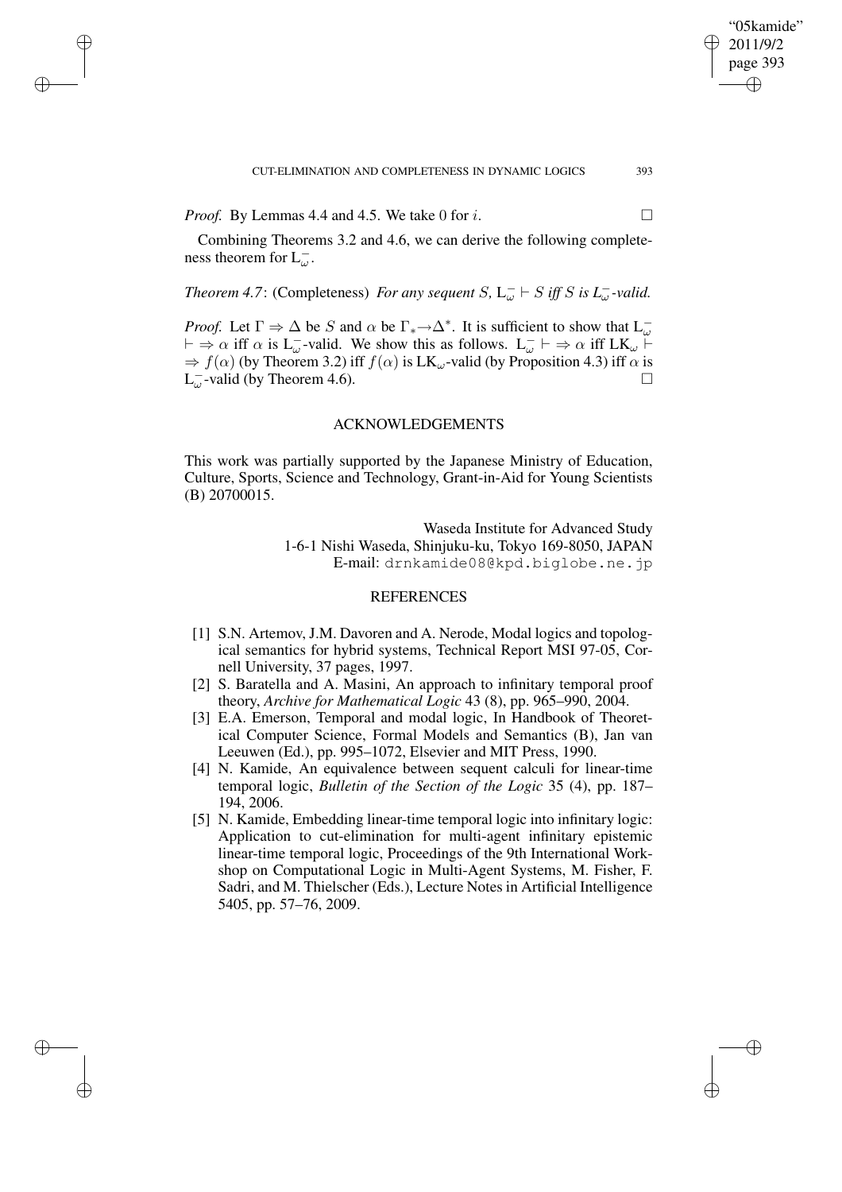*Proof.* By Lemmas 4.4 and 4.5. We take 0 for $i$. □

Combining Theorems 3.2 and 4.6, we can derive the following completeness theorem for $L_\omega^-$.

*Theorem 4.7*: (Completeness) *For any sequent $S$, $L_\omega^- \vdash S$ iff $S$ is $L_\omega^-$-valid.*

*Proof.* Let $\Gamma \Rightarrow \Delta$ be $S$ and $\alpha$ be $\Gamma_* \rightarrow \Delta^*$. It is sufficient to show that $L_\omega^- \vdash \Rightarrow \alpha$ iff $\alpha$ is $L_\omega^-$-valid. We show this as follows. $L_\omega^- \vdash \Rightarrow \alpha$ iff $LK_\omega \vdash \Rightarrow f(\alpha)$ (by Theorem 3.2) iff $f(\alpha)$ is $LK_\omega$-valid (by Proposition 4.3) iff $\alpha$ is $L_\omega^-$-valid (by Theorem 4.6). □

## ACKNOWLEDGEMENTS

This work was partially supported by the Japanese Ministry of Education, Culture, Sports, Science and Technology, Grant-in-Aid for Young Scientists (B) 20700015.

Waseda Institute for Advanced Study
1-6-1 Nishi Waseda, Shinjuku-ku, Tokyo 169-8050, JAPAN
E-mail: drnkamide08@kpd.biglobe.ne.jp

## REFERENCES

[1] S.N. Artemov, J.M. Davoren and A. Nerode, Modal logics and topological semantics for hybrid systems, Technical Report MSI 97-05, Cornell University, 37 pages, 1997.

[2] S. Baratella and A. Masini, An approach to infinitary temporal proof theory, *Archive for Mathematical Logic* 43 (8), pp. 965–990, 2004.

[3] E.A. Emerson, Temporal and modal logic, In Handbook of Theoretical Computer Science, Formal Models and Semantics (B), Jan van Leeuwen (Ed.), pp. 995–1072, Elsevier and MIT Press, 1990.

[4] N. Kamide, An equivalence between sequent calculi for linear-time temporal logic, *Bulletin of the Section of the Logic* 35 (4), pp. 187–194, 2006.

[5] N. Kamide, Embedding linear-time temporal logic into infinitary logic: Application to cut-elimination for multi-agent infinitary epistemic linear-time temporal logic, Proceedings of the 9th International Workshop on Computational Logic in Multi-Agent Systems, M. Fisher, F. Sadri, and M. Thielscher (Eds.), Lecture Notes in Artificial Intelligence 5405, pp. 57–76, 2009.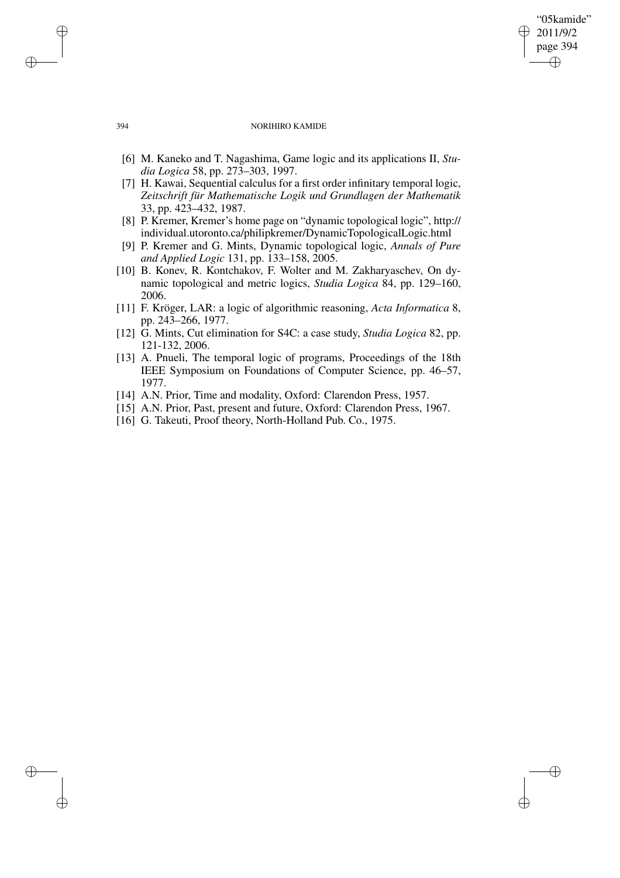[6] M. Kaneko and T. Nagashima, Game logic and its applications II, *Studia Logica* 58, pp. 273–303, 1997.

[7] H. Kawai, Sequential calculus for a first order infinitary temporal logic, *Zeitschrift für Mathematische Logik und Grundlagen der Mathematik* 33, pp. 423–432, 1987.

[8] P. Kremer, Kremer's home page on "dynamic topological logic", http://individual.utoronto.ca/philipkremer/DynamicTopologicalLogic.html

[9] P. Kremer and G. Mints, Dynamic topological logic, *Annals of Pure and Applied Logic* 131, pp. 133–158, 2005.

[10] B. Konev, R. Kontchakov, F. Wolter and M. Zakharyaschev, On dynamic topological and metric logics, *Studia Logica* 84, pp. 129–160, 2006.

[11] F. Kröger, LAR: a logic of algorithmic reasoning, *Acta Informatica* 8, pp. 243–266, 1977.

[12] G. Mints, Cut elimination for S4C: a case study, *Studia Logica* 82, pp. 121-132, 2006.

[13] A. Pnueli, The temporal logic of programs, Proceedings of the 18th IEEE Symposium on Foundations of Computer Science, pp. 46–57, 1977.

[14] A.N. Prior, Time and modality, Oxford: Clarendon Press, 1957.

[15] A.N. Prior, Past, present and future, Oxford: Clarendon Press, 1967.

[16] G. Takeuti, Proof theory, North-Holland Pub. Co., 1975.